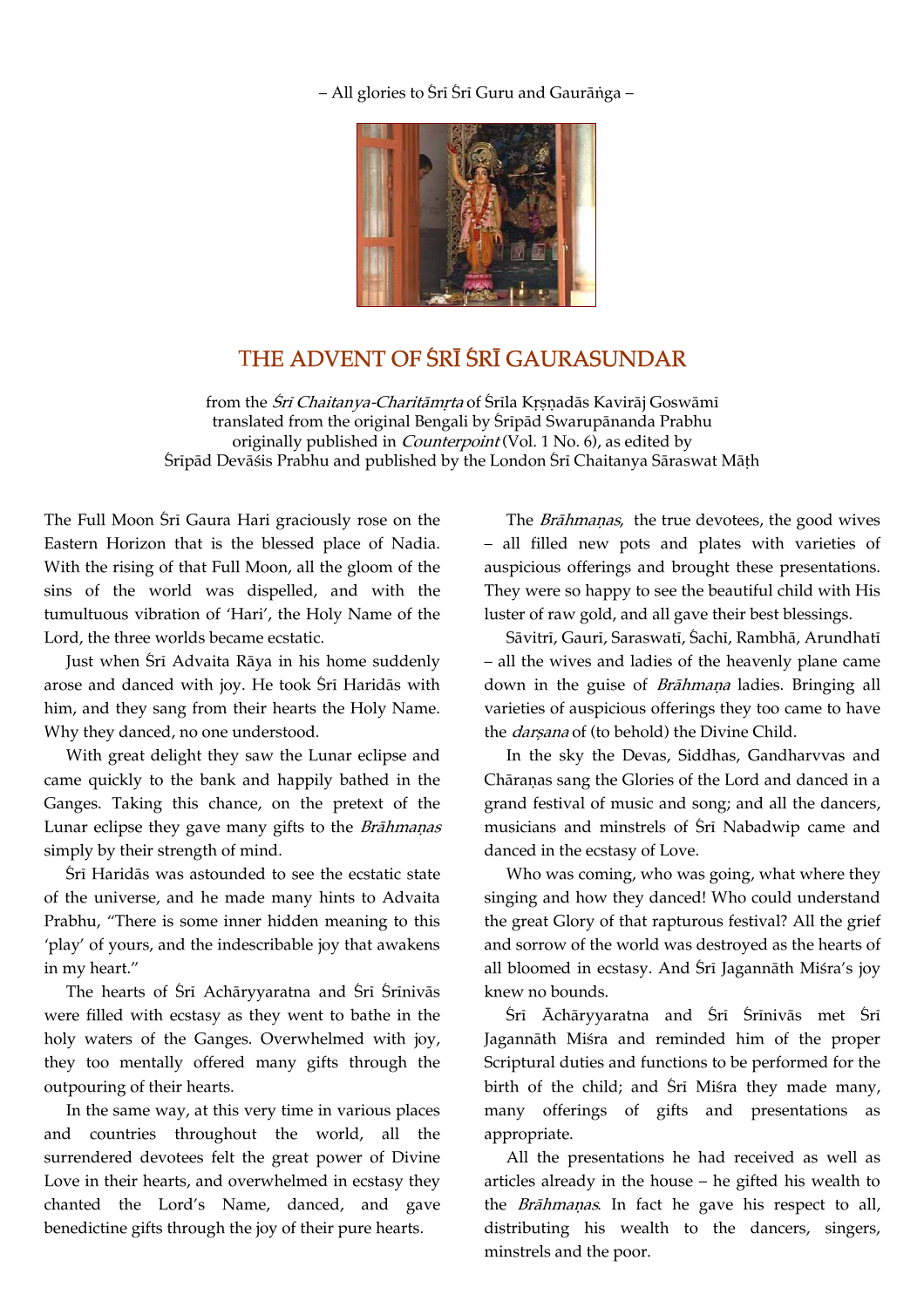– All glories to Śrī Śrī Guru and Gaurāṅga –

# THE ADVENT OF ŚRĪ ŚRĪ GAURASUNDAR

from the *Śrī Chaitanya-Charitāmṛta* of Śrīla Kṛṣṇadās Kavirāj Goswāmī
translated from the original Bengali by Śrīpād Swarupānanda Prabhu
originally published in *Counterpoint* (Vol. 1 No. 6), as edited by
Śrīpād Devāśis Prabhu and published by the London Śrī Chaitanya Sāraswat Māṭh

The Full Moon Śrī Gaura Hari graciously rose on the Eastern Horizon that is the blessed place of Nadia. With the rising of that Full Moon, all the gloom of the sins of the world was dispelled, and with the tumultuous vibration of 'Hari', the Holy Name of the Lord, the three worlds became ecstatic.

Just when Śrī Advaita Rāya in his home suddenly arose and danced with joy. He took Śrī Haridās with him, and they sang from their hearts the Holy Name. Why they danced, no one understood.

With great delight they saw the Lunar eclipse and came quickly to the bank and happily bathed in the Ganges. Taking this chance, on the pretext of the Lunar eclipse they gave many gifts to the *Brāhmaṇas* simply by their strength of mind.

Śrī Haridās was astounded to see the ecstatic state of the universe, and he made many hints to Advaita Prabhu, "There is some inner hidden meaning to this 'play' of yours, and the indescribable joy that awakens in my heart."

The hearts of Śrī Achāryyaratna and Śrī Śrīnivās were filled with ecstasy as they went to bathe in the holy waters of the Ganges. Overwhelmed with joy, they too mentally offered many gifts through the outpouring of their hearts.

In the same way, at this very time in various places and countries throughout the world, all the surrendered devotees felt the great power of Divine Love in their hearts, and overwhelmed in ecstasy they chanted the Lord's Name, danced, and gave benedictine gifts through the joy of their pure hearts.

The *Brāhmaṇas*, the true devotees, the good wives – all filled new pots and plates with varieties of auspicious offerings and brought these presentations. They were so happy to see the beautiful child with His luster of raw gold, and all gave their best blessings.

Sāvitrī, Gaurī, Saraswatī, Śachī, Rambhā, Arundhatī – all the wives and ladies of the heavenly plane came down in the guise of *Brāhmaṇa* ladies. Bringing all varieties of auspicious offerings they too came to have the *darṣana* of (to behold) the Divine Child.

In the sky the Devas, Siddhas, Gandharvvas and Chāraṇas sang the Glories of the Lord and danced in a grand festival of music and song; and all the dancers, musicians and minstrels of Śrī Nabadwip came and danced in the ecstasy of Love.

Who was coming, who was going, what where they singing and how they danced! Who could understand the great Glory of that rapturous festival? All the grief and sorrow of the world was destroyed as the hearts of all bloomed in ecstasy. And Śrī Jagannāth Miśra's joy knew no bounds.

Śrī Āchāryyaratna and Śrī Śrīnivās met Śrī Jagannāth Miśra and reminded him of the proper Scriptural duties and functions to be performed for the birth of the child; and Śrī Miśra they made many, many offerings of gifts and presentations as appropriate.

All the presentations he had received as well as articles already in the house – he gifted his wealth to the *Brāhmaṇas*. In fact he gave his respect to all, distributing his wealth to the dancers, singers, minstrels and the poor.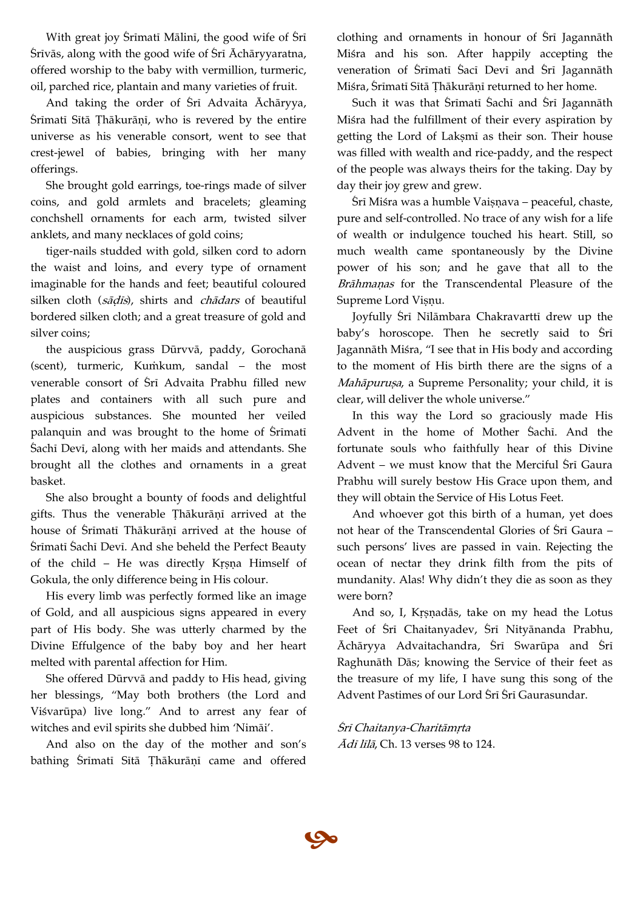With great joy Śrīmatī Mālinī, the good wife of Śrī Śrīvās, along with the good wife of Śrī Āchāryyaratna, offered worship to the baby with vermillion, turmeric, oil, parched rice, plantain and many varieties of fruit.

And taking the order of Śrī Advaita Āchāryya, Śrīmatī Sītā Ṭhākurāṇī, who is revered by the entire universe as his venerable consort, went to see that crest-jewel of babies, bringing with her many offerings.

She brought gold earrings, toe-rings made of silver coins, and gold armlets and bracelets; gleaming conchshell ornaments for each arm, twisted silver anklets, and many necklaces of gold coins;

tiger-nails studded with gold, silken cord to adorn the waist and loins, and every type of ornament imaginable for the hands and feet; beautiful coloured silken cloth (*sāḍīs*), shirts and *chādars* of beautiful bordered silken cloth; and a great treasure of gold and silver coins;

the auspicious grass Dūrvvā, paddy, Gorochanā (scent), turmeric, Kuṁkum, sandal – the most venerable consort of Śrī Advaita Prabhu filled new plates and containers with all such pure and auspicious substances. She mounted her veiled palanquin and was brought to the home of Śrīmatī Śachī Devī, along with her maids and attendants. She brought all the clothes and ornaments in a great basket.

She also brought a bounty of foods and delightful gifts. Thus the venerable Ṭhākurāṇī arrived at the house of Śrīmatī Thākurāṇī arrived at the house of Śrīmatī Śachī Devī. And she beheld the Perfect Beauty of the child – He was directly Kṛṣṇa Himself of Gokula, the only difference being in His colour.

His every limb was perfectly formed like an image of Gold, and all auspicious signs appeared in every part of His body. She was utterly charmed by the Divine Effulgence of the baby boy and her heart melted with parental affection for Him.

She offered Dūrvvā and paddy to His head, giving her blessings, "May both brothers (the Lord and Viśvarūpa) live long." And to arrest any fear of witches and evil spirits she dubbed him 'Nimāi'.

And also on the day of the mother and son's bathing Śrīmatī Sītā Ṭhākurāṇī came and offered clothing and ornaments in honour of Śrī Jagannāth Miśra and his son. After happily accepting the veneration of Śrīmatī Śacī Devī and Śrī Jagannāth Miśra, Śrīmatī Sītā Ṭhākurāṇī returned to her home.

Such it was that Śrīmatī Śachī and Śrī Jagannāth Miśra had the fulfillment of their every aspiration by getting the Lord of Lakṣmī as their son. Their house was filled with wealth and rice-paddy, and the respect of the people was always theirs for the taking. Day by day their joy grew and grew.

Śrī Miśra was a humble Vaiṣṇava – peaceful, chaste, pure and self-controlled. No trace of any wish for a life of wealth or indulgence touched his heart. Still, so much wealth came spontaneously by the Divine power of his son; and he gave that all to the *Brāhmaṇas* for the Transcendental Pleasure of the Supreme Lord Viṣṇu.

Joyfully Śrī Nīlāmbara Chakravarttī drew up the baby's horoscope. Then he secretly said to Śrī Jagannāth Miśra, "I see that in His body and according to the moment of His birth there are the signs of a *Mahāpuruṣa*, a Supreme Personality; your child, it is clear, will deliver the whole universe."

In this way the Lord so graciously made His Advent in the home of Mother Śachī. And the fortunate souls who faithfully hear of this Divine Advent – we must know that the Merciful Śrī Gaura Prabhu will surely bestow His Grace upon them, and they will obtain the Service of His Lotus Feet.

And whoever got this birth of a human, yet does not hear of the Transcendental Glories of Śrī Gaura – such persons' lives are passed in vain. Rejecting the ocean of nectar they drink filth from the pits of mundanity. Alas! Why didn't they die as soon as they were born?

And so, I, Kṛṣṇadās, take on my head the Lotus Feet of Śrī Chaitanyadev, Śrī Nityānanda Prabhu, Āchāryya Advaitachandra, Śrī Swarūpa and Śrī Raghunāth Dās; knowing the Service of their feet as the treasure of my life, I have sung this song of the Advent Pastimes of our Lord Śrī Śrī Gaurasundar.

*Śrī Chaitanya-Charitāmṛta*
*Ādi līlā*, Ch. 13 verses 98 to 124.